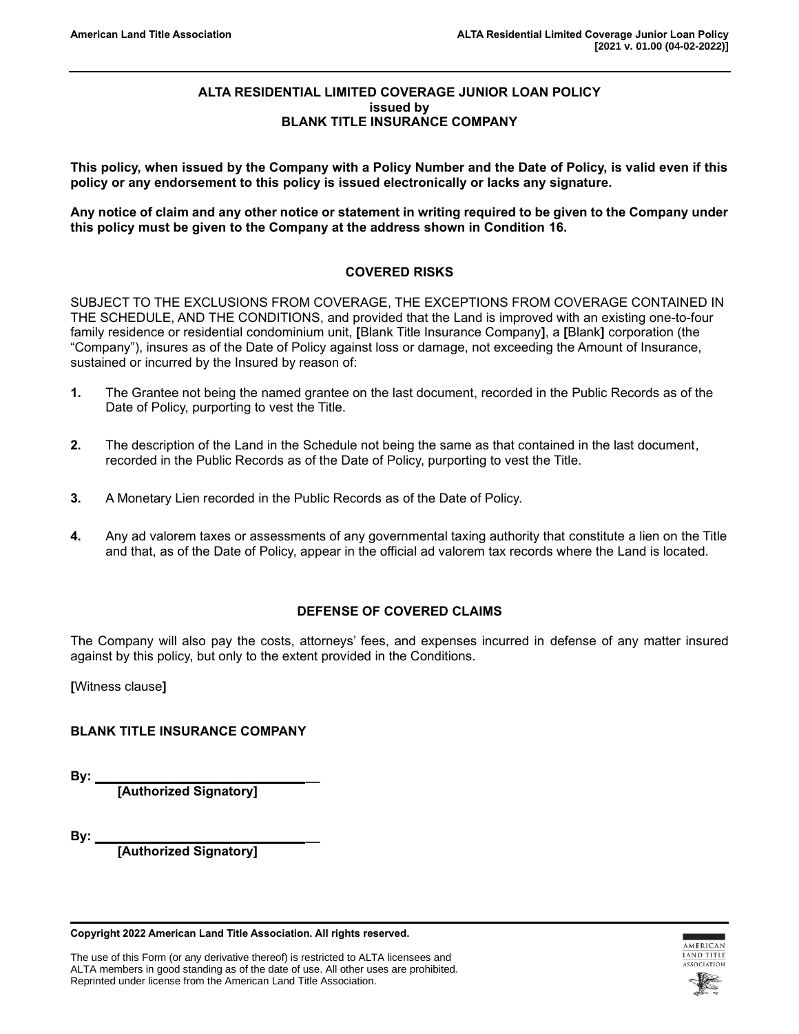# ALTA RESIDENTIAL LIMITED COVERAGE JUNIOR LOAN POLICY
## issued by
## BLANK TITLE INSURANCE COMPANY

**This policy, when issued by the Company with a Policy Number and the Date of Policy, is valid even if this policy or any endorsement to this policy is issued electronically or lacks any signature.**

**Any notice of claim and any other notice or statement in writing required to be given to the Company under this policy must be given to the Company at the address shown in Condition 16.**

## COVERED RISKS

SUBJECT TO THE EXCLUSIONS FROM COVERAGE, THE EXCEPTIONS FROM COVERAGE CONTAINED IN THE SCHEDULE, AND THE CONDITIONS, and provided that the Land is improved with an existing one-to-four family residence or residential condominium unit, **[**Blank Title Insurance Company**]**, a **[**Blank**]** corporation (the "Company"), insures as of the Date of Policy against loss or damage, not exceeding the Amount of Insurance, sustained or incurred by the Insured by reason of:

**1.** The Grantee not being the named grantee on the last document, recorded in the Public Records as of the Date of Policy, purporting to vest the Title.

**2.** The description of the Land in the Schedule not being the same as that contained in the last document, recorded in the Public Records as of the Date of Policy, purporting to vest the Title.

**3.** A Monetary Lien recorded in the Public Records as of the Date of Policy.

**4.** Any ad valorem taxes or assessments of any governmental taxing authority that constitute a lien on the Title and that, as of the Date of Policy, appear in the official ad valorem tax records where the Land is located.

## DEFENSE OF COVERED CLAIMS

The Company will also pay the costs, attorneys' fees, and expenses incurred in defense of any matter insured against by this policy, but only to the extent provided in the Conditions.

**[**Witness clause**]**

**BLANK TITLE INSURANCE COMPANY**

**By:** ________________________________
**[Authorized Signatory]**

**By:** ________________________________
**[Authorized Signatory]**

**Copyright 2022 American Land Title Association. All rights reserved.**

The use of this Form (or any derivative thereof) is restricted to ALTA licensees and ALTA members in good standing as of the date of use. All other uses are prohibited. Reprinted under license from the American Land Title Association.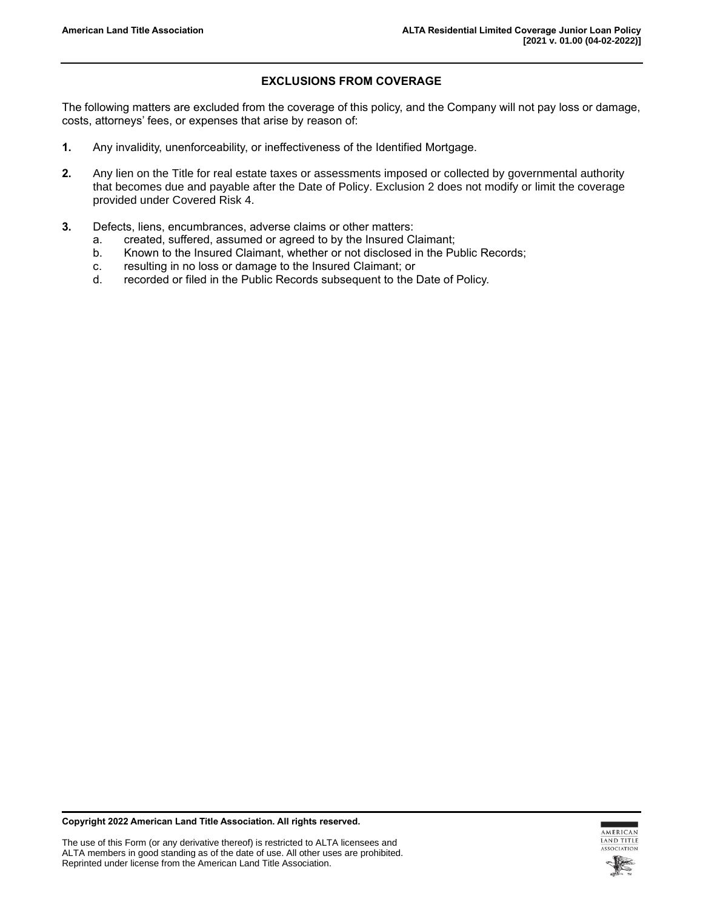## EXCLUSIONS FROM COVERAGE

The following matters are excluded from the coverage of this policy, and the Company will not pay loss or damage, costs, attorneys' fees, or expenses that arise by reason of:

**1.** Any invalidity, unenforceability, or ineffectiveness of the Identified Mortgage.

**2.** Any lien on the Title for real estate taxes or assessments imposed or collected by governmental authority that becomes due and payable after the Date of Policy. Exclusion 2 does not modify or limit the coverage provided under Covered Risk 4.

**3.** Defects, liens, encumbrances, adverse claims or other matters:

   a. created, suffered, assumed or agreed to by the Insured Claimant;

   b. Known to the Insured Claimant, whether or not disclosed in the Public Records;

   c. resulting in no loss or damage to the Insured Claimant; or

   d. recorded or filed in the Public Records subsequent to the Date of Policy.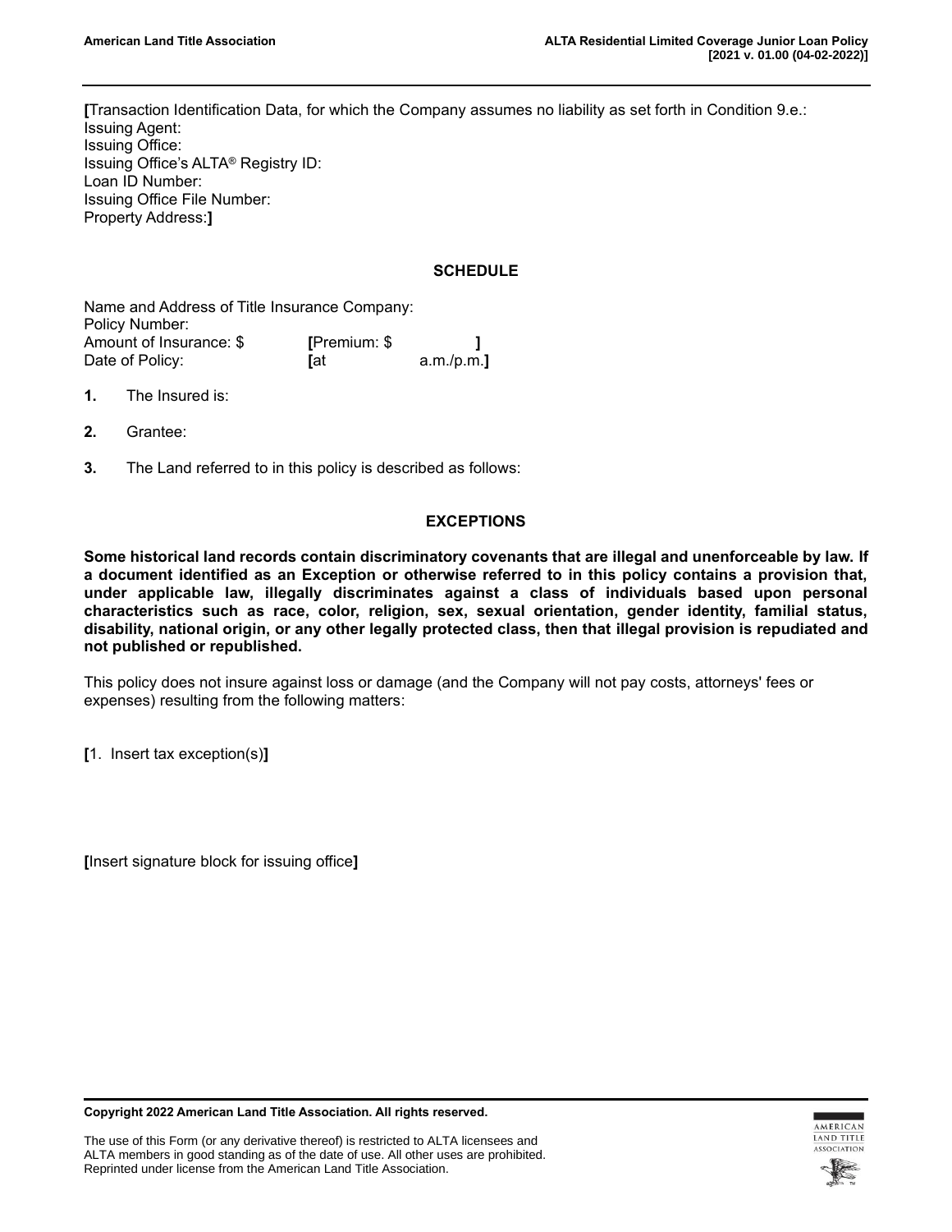**[**Transaction Identification Data, for which the Company assumes no liability as set forth in Condition 9.e.:
Issuing Agent:
Issuing Office:
Issuing Office's ALTA® Registry ID:
Loan ID Number:
Issuing Office File Number:
Property Address:**]**

## SCHEDULE

Name and Address of Title Insurance Company:
Policy Number:
Amount of Insurance: $ **[**Premium: $ **]**
Date of Policy: **[**at a.m./p.m.**]**

**1.** The Insured is:

**2.** Grantee:

**3.** The Land referred to in this policy is described as follows:

## EXCEPTIONS

**Some historical land records contain discriminatory covenants that are illegal and unenforceable by law. If a document identified as an Exception or otherwise referred to in this policy contains a provision that, under applicable law, illegally discriminates against a class of individuals based upon personal characteristics such as race, color, religion, sex, sexual orientation, gender identity, familial status, disability, national origin, or any other legally protected class, then that illegal provision is repudiated and not published or republished.**

This policy does not insure against loss or damage (and the Company will not pay costs, attorneys' fees or expenses) resulting from the following matters:

**[**1. Insert tax exception(s)**]**

**[**Insert signature block for issuing office**]**

**Copyright 2022 American Land Title Association. All rights reserved.**

The use of this Form (or any derivative thereof) is restricted to ALTA licensees and ALTA members in good standing as of the date of use. All other uses are prohibited. Reprinted under license from the American Land Title Association.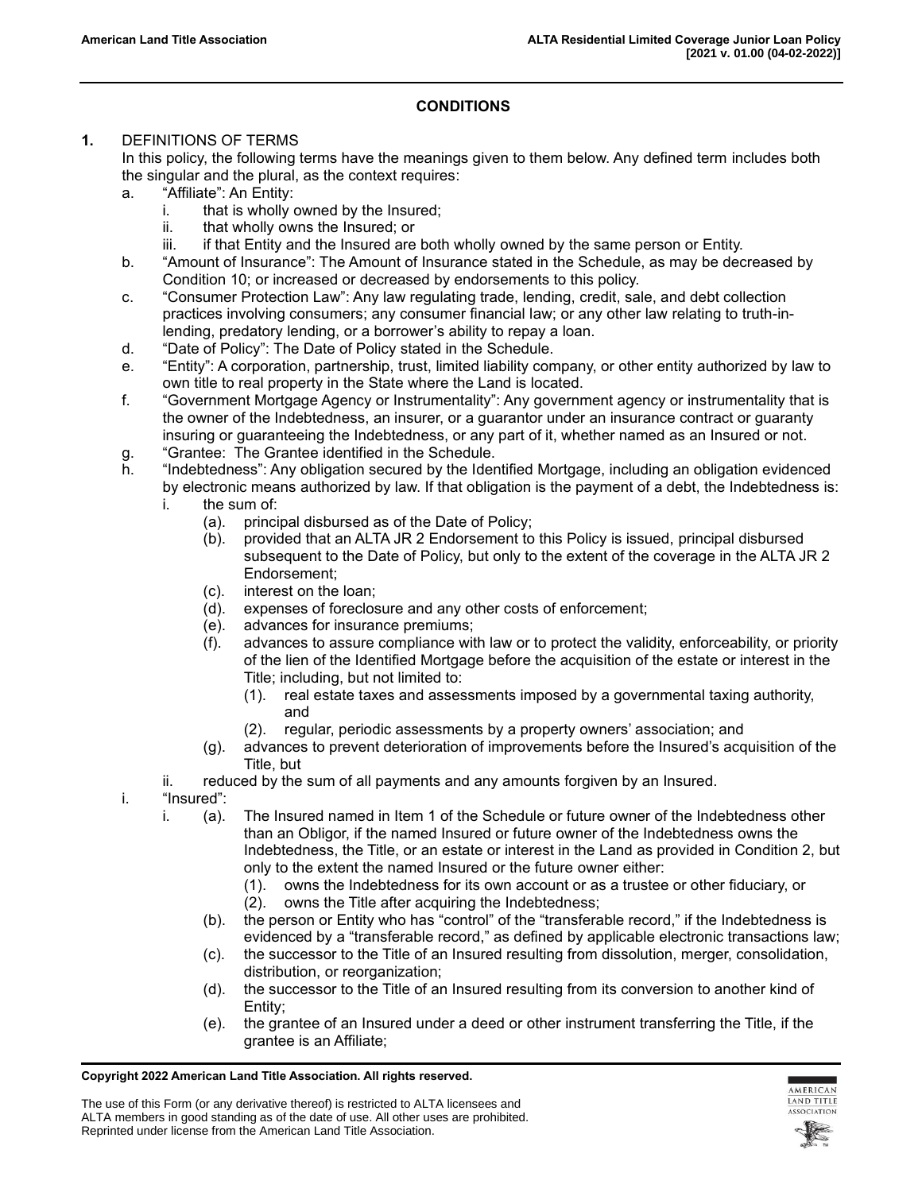## CONDITIONS

**1.** DEFINITIONS OF TERMS

In this policy, the following terms have the meanings given to them below. Any defined term includes both the singular and the plural, as the context requires:

- a. "Affiliate": An Entity:
  - i. that is wholly owned by the Insured;
  - ii. that wholly owns the Insured; or
  - iii. if that Entity and the Insured are both wholly owned by the same person or Entity.
- b. "Amount of Insurance": The Amount of Insurance stated in the Schedule, as may be decreased by Condition 10; or increased or decreased by endorsements to this policy.
- c. "Consumer Protection Law": Any law regulating trade, lending, credit, sale, and debt collection practices involving consumers; any consumer financial law; or any other law relating to truth-in-lending, predatory lending, or a borrower's ability to repay a loan.
- d. "Date of Policy": The Date of Policy stated in the Schedule.
- e. "Entity": A corporation, partnership, trust, limited liability company, or other entity authorized by law to own title to real property in the State where the Land is located.
- f. "Government Mortgage Agency or Instrumentality": Any government agency or instrumentality that is the owner of the Indebtedness, an insurer, or a guarantor under an insurance contract or guaranty insuring or guaranteeing the Indebtedness, or any part of it, whether named as an Insured or not.
- g. "Grantee: The Grantee identified in the Schedule.
- h. "Indebtedness": Any obligation secured by the Identified Mortgage, including an obligation evidenced by electronic means authorized by law. If that obligation is the payment of a debt, the Indebtedness is:
  - i. the sum of:
    - (a). principal disbursed as of the Date of Policy;
    - (b). provided that an ALTA JR 2 Endorsement to this Policy is issued, principal disbursed subsequent to the Date of Policy, but only to the extent of the coverage in the ALTA JR 2 Endorsement;
    - (c). interest on the loan;
    - (d). expenses of foreclosure and any other costs of enforcement;
    - (e). advances for insurance premiums;
    - (f). advances to assure compliance with law or to protect the validity, enforceability, or priority of the lien of the Identified Mortgage before the acquisition of the estate or interest in the Title; including, but not limited to:
      - (1). real estate taxes and assessments imposed by a governmental taxing authority, and
      - (2). regular, periodic assessments by a property owners' association; and
    - (g). advances to prevent deterioration of improvements before the Insured's acquisition of the Title, but
  - ii. reduced by the sum of all payments and any amounts forgiven by an Insured.
- i. "Insured":
  - i. (a). The Insured named in Item 1 of the Schedule or future owner of the Indebtedness other than an Obligor, if the named Insured or future owner of the Indebtedness owns the Indebtedness, the Title, or an estate or interest in the Land as provided in Condition 2, but only to the extent the named Insured or the future owner either:
      - (1). owns the Indebtedness for its own account or as a trustee or other fiduciary, or
      - (2). owns the Title after acquiring the Indebtedness;
    - (b). the person or Entity who has "control" of the "transferable record," if the Indebtedness is evidenced by a "transferable record," as defined by applicable electronic transactions law;
    - (c). the successor to the Title of an Insured resulting from dissolution, merger, consolidation, distribution, or reorganization;
    - (d). the successor to the Title of an Insured resulting from its conversion to another kind of Entity;
    - (e). the grantee of an Insured under a deed or other instrument transferring the Title, if the grantee is an Affiliate;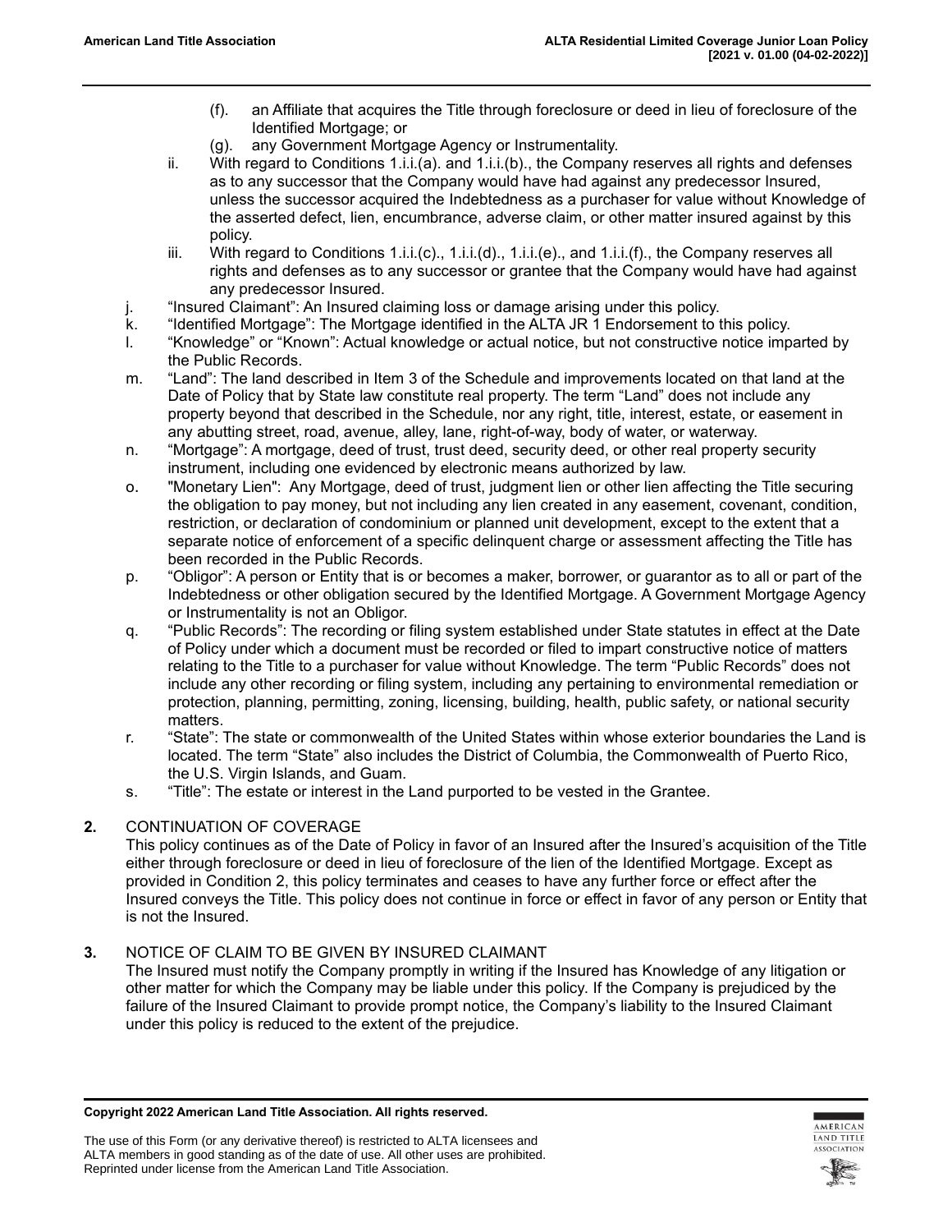(f). an Affiliate that acquires the Title through foreclosure or deed in lieu of foreclosure of the Identified Mortgage; or

(g). any Government Mortgage Agency or Instrumentality.

ii. With regard to Conditions 1.i.i.(a). and 1.i.i.(b)., the Company reserves all rights and defenses as to any successor that the Company would have had against any predecessor Insured, unless the successor acquired the Indebtedness as a purchaser for value without Knowledge of the asserted defect, lien, encumbrance, adverse claim, or other matter insured against by this policy.

iii. With regard to Conditions 1.i.i.(c)., 1.i.i.(d)., 1.i.i.(e)., and 1.i.i.(f)., the Company reserves all rights and defenses as to any successor or grantee that the Company would have had against any predecessor Insured.

j. "Insured Claimant": An Insured claiming loss or damage arising under this policy.

k. "Identified Mortgage": The Mortgage identified in the ALTA JR 1 Endorsement to this policy.

l. "Knowledge" or "Known": Actual knowledge or actual notice, but not constructive notice imparted by the Public Records.

m. "Land": The land described in Item 3 of the Schedule and improvements located on that land at the Date of Policy that by State law constitute real property. The term "Land" does not include any property beyond that described in the Schedule, nor any right, title, interest, estate, or easement in any abutting street, road, avenue, alley, lane, right-of-way, body of water, or waterway.

n. "Mortgage": A mortgage, deed of trust, trust deed, security deed, or other real property security instrument, including one evidenced by electronic means authorized by law.

o. "Monetary Lien": Any Mortgage, deed of trust, judgment lien or other lien affecting the Title securing the obligation to pay money, but not including any lien created in any easement, covenant, condition, restriction, or declaration of condominium or planned unit development, except to the extent that a separate notice of enforcement of a specific delinquent charge or assessment affecting the Title has been recorded in the Public Records.

p. "Obligor": A person or Entity that is or becomes a maker, borrower, or guarantor as to all or part of the Indebtedness or other obligation secured by the Identified Mortgage. A Government Mortgage Agency or Instrumentality is not an Obligor.

q. "Public Records": The recording or filing system established under State statutes in effect at the Date of Policy under which a document must be recorded or filed to impart constructive notice of matters relating to the Title to a purchaser for value without Knowledge. The term "Public Records" does not include any other recording or filing system, including any pertaining to environmental remediation or protection, planning, permitting, zoning, licensing, building, health, public safety, or national security matters.

r. "State": The state or commonwealth of the United States within whose exterior boundaries the Land is located. The term "State" also includes the District of Columbia, the Commonwealth of Puerto Rico, the U.S. Virgin Islands, and Guam.

s. "Title": The estate or interest in the Land purported to be vested in the Grantee.

**2.** CONTINUATION OF COVERAGE

This policy continues as of the Date of Policy in favor of an Insured after the Insured's acquisition of the Title either through foreclosure or deed in lieu of foreclosure of the lien of the Identified Mortgage. Except as provided in Condition 2, this policy terminates and ceases to have any further force or effect after the Insured conveys the Title. This policy does not continue in force or effect in favor of any person or Entity that is not the Insured.

**3.** NOTICE OF CLAIM TO BE GIVEN BY INSURED CLAIMANT

The Insured must notify the Company promptly in writing if the Insured has Knowledge of any litigation or other matter for which the Company may be liable under this policy. If the Company is prejudiced by the failure of the Insured Claimant to provide prompt notice, the Company's liability to the Insured Claimant under this policy is reduced to the extent of the prejudice.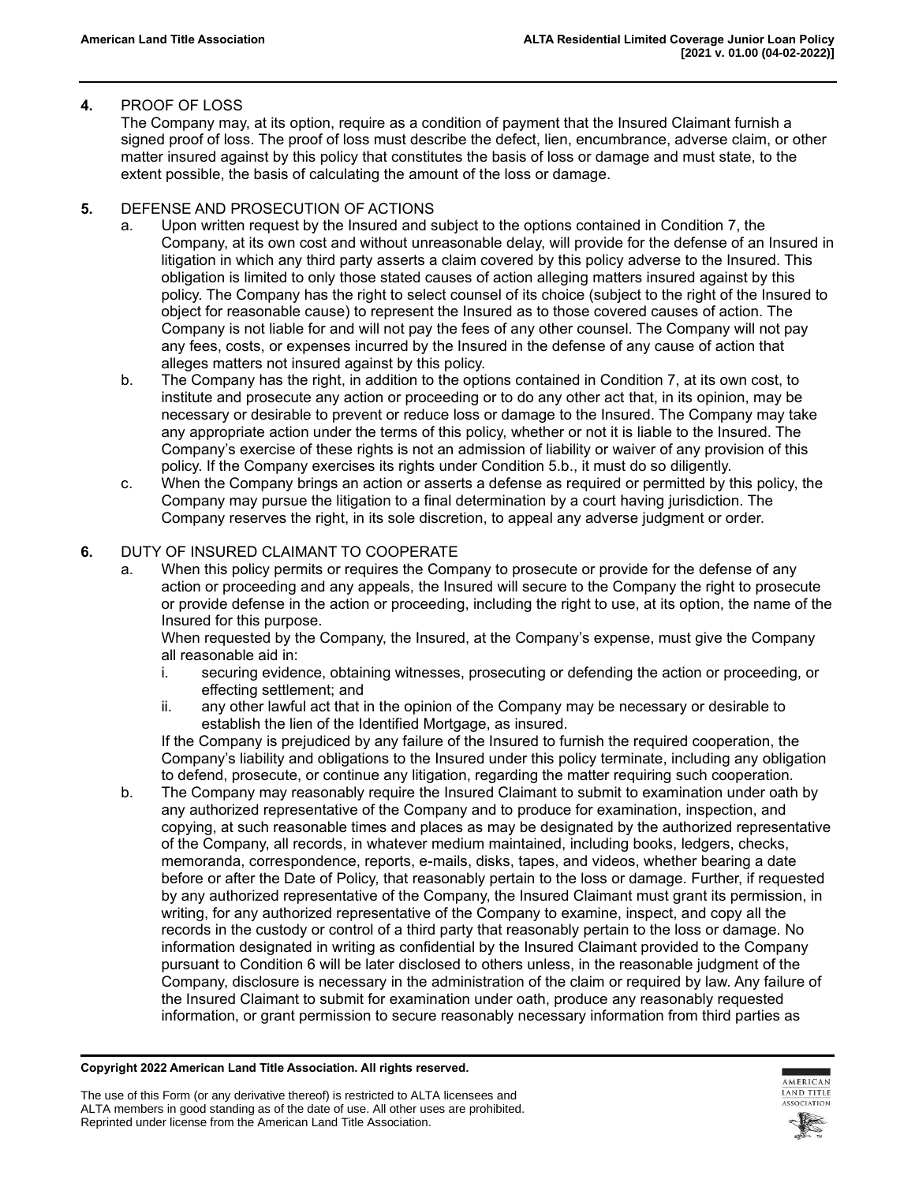**4.** PROOF OF LOSS

The Company may, at its option, require as a condition of payment that the Insured Claimant furnish a signed proof of loss. The proof of loss must describe the defect, lien, encumbrance, adverse claim, or other matter insured against by this policy that constitutes the basis of loss or damage and must state, to the extent possible, the basis of calculating the amount of the loss or damage.

**5.** DEFENSE AND PROSECUTION OF ACTIONS

a. Upon written request by the Insured and subject to the options contained in Condition 7, the Company, at its own cost and without unreasonable delay, will provide for the defense of an Insured in litigation in which any third party asserts a claim covered by this policy adverse to the Insured. This obligation is limited to only those stated causes of action alleging matters insured against by this policy. The Company has the right to select counsel of its choice (subject to the right of the Insured to object for reasonable cause) to represent the Insured as to those covered causes of action. The Company is not liable for and will not pay the fees of any other counsel. The Company will not pay any fees, costs, or expenses incurred by the Insured in the defense of any cause of action that alleges matters not insured against by this policy.

b. The Company has the right, in addition to the options contained in Condition 7, at its own cost, to institute and prosecute any action or proceeding or to do any other act that, in its opinion, may be necessary or desirable to prevent or reduce loss or damage to the Insured. The Company may take any appropriate action under the terms of this policy, whether or not it is liable to the Insured. The Company's exercise of these rights is not an admission of liability or waiver of any provision of this policy. If the Company exercises its rights under Condition 5.b., it must do so diligently.

c. When the Company brings an action or asserts a defense as required or permitted by this policy, the Company may pursue the litigation to a final determination by a court having jurisdiction. The Company reserves the right, in its sole discretion, to appeal any adverse judgment or order.

**6.** DUTY OF INSURED CLAIMANT TO COOPERATE

a. When this policy permits or requires the Company to prosecute or provide for the defense of any action or proceeding and any appeals, the Insured will secure to the Company the right to prosecute or provide defense in the action or proceeding, including the right to use, at its option, the name of the Insured for this purpose.

When requested by the Company, the Insured, at the Company's expense, must give the Company all reasonable aid in:

i. securing evidence, obtaining witnesses, prosecuting or defending the action or proceeding, or effecting settlement; and

ii. any other lawful act that in the opinion of the Company may be necessary or desirable to establish the lien of the Identified Mortgage, as insured.

If the Company is prejudiced by any failure of the Insured to furnish the required cooperation, the Company's liability and obligations to the Insured under this policy terminate, including any obligation to defend, prosecute, or continue any litigation, regarding the matter requiring such cooperation.

b. The Company may reasonably require the Insured Claimant to submit to examination under oath by any authorized representative of the Company and to produce for examination, inspection, and copying, at such reasonable times and places as may be designated by the authorized representative of the Company, all records, in whatever medium maintained, including books, ledgers, checks, memoranda, correspondence, reports, e-mails, disks, tapes, and videos, whether bearing a date before or after the Date of Policy, that reasonably pertain to the loss or damage. Further, if requested by any authorized representative of the Company, the Insured Claimant must grant its permission, in writing, for any authorized representative of the Company to examine, inspect, and copy all the records in the custody or control of a third party that reasonably pertain to the loss or damage. No information designated in writing as confidential by the Insured Claimant provided to the Company pursuant to Condition 6 will be later disclosed to others unless, in the reasonable judgment of the Company, disclosure is necessary in the administration of the claim or required by law. Any failure of the Insured Claimant to submit for examination under oath, produce any reasonably requested information, or grant permission to secure reasonably necessary information from third parties as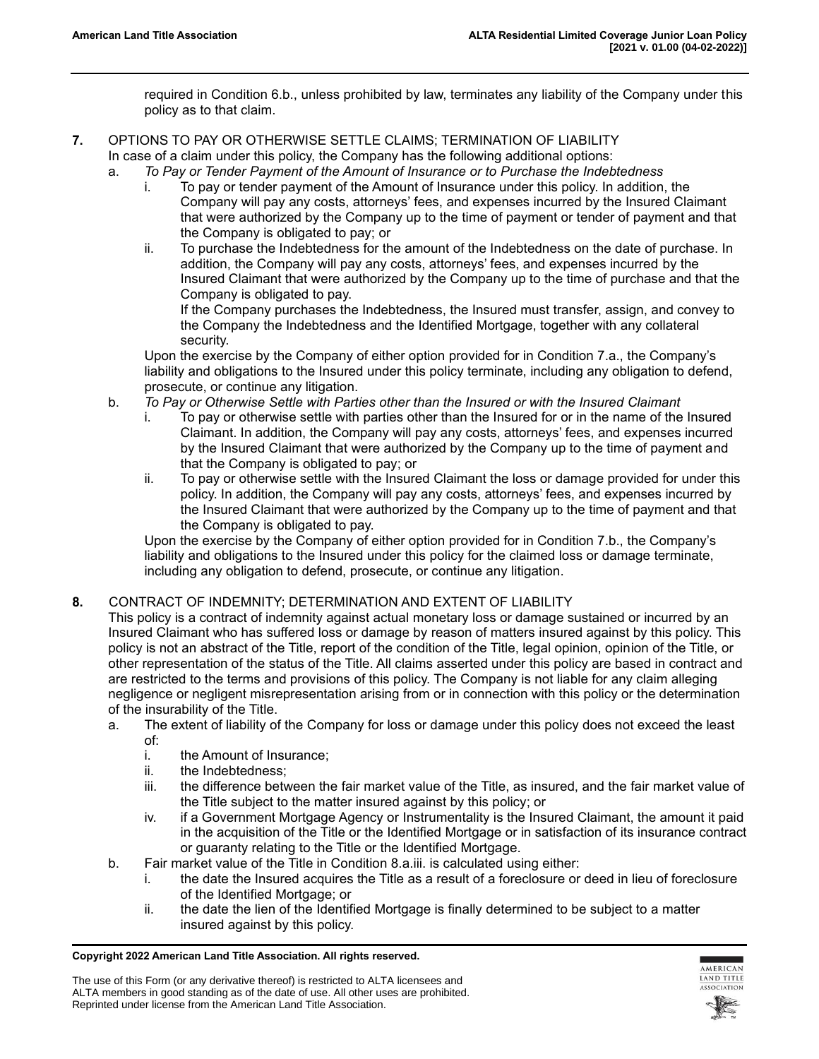required in Condition 6.b., unless prohibited by law, terminates any liability of the Company under this policy as to that claim.

**7.** OPTIONS TO PAY OR OTHERWISE SETTLE CLAIMS; TERMINATION OF LIABILITY

In case of a claim under this policy, the Company has the following additional options:

a. *To Pay or Tender Payment of the Amount of Insurance or to Purchase the Indebtedness*

   i. To pay or tender payment of the Amount of Insurance under this policy. In addition, the Company will pay any costs, attorneys' fees, and expenses incurred by the Insured Claimant that were authorized by the Company up to the time of payment or tender of payment and that the Company is obligated to pay; or

   ii. To purchase the Indebtedness for the amount of the Indebtedness on the date of purchase. In addition, the Company will pay any costs, attorneys' fees, and expenses incurred by the Insured Claimant that were authorized by the Company up to the time of purchase and that the Company is obligated to pay.

   If the Company purchases the Indebtedness, the Insured must transfer, assign, and convey to the Company the Indebtedness and the Identified Mortgage, together with any collateral security.

   Upon the exercise by the Company of either option provided for in Condition 7.a., the Company's liability and obligations to the Insured under this policy terminate, including any obligation to defend, prosecute, or continue any litigation.

b. *To Pay or Otherwise Settle with Parties other than the Insured or with the Insured Claimant*

   i. To pay or otherwise settle with parties other than the Insured for or in the name of the Insured Claimant. In addition, the Company will pay any costs, attorneys' fees, and expenses incurred by the Insured Claimant that were authorized by the Company up to the time of payment and that the Company is obligated to pay; or

   ii. To pay or otherwise settle with the Insured Claimant the loss or damage provided for under this policy. In addition, the Company will pay any costs, attorneys' fees, and expenses incurred by the Insured Claimant that were authorized by the Company up to the time of payment and that the Company is obligated to pay.

   Upon the exercise by the Company of either option provided for in Condition 7.b., the Company's liability and obligations to the Insured under this policy for the claimed loss or damage terminate, including any obligation to defend, prosecute, or continue any litigation.

**8.** CONTRACT OF INDEMNITY; DETERMINATION AND EXTENT OF LIABILITY

This policy is a contract of indemnity against actual monetary loss or damage sustained or incurred by an Insured Claimant who has suffered loss or damage by reason of matters insured against by this policy. This policy is not an abstract of the Title, report of the condition of the Title, legal opinion, opinion of the Title, or other representation of the status of the Title. All claims asserted under this policy are based in contract and are restricted to the terms and provisions of this policy. The Company is not liable for any claim alleging negligence or negligent misrepresentation arising from or in connection with this policy or the determination of the insurability of the Title.

a. The extent of liability of the Company for loss or damage under this policy does not exceed the least of:

   i. the Amount of Insurance;

   ii. the Indebtedness;

   iii. the difference between the fair market value of the Title, as insured, and the fair market value of the Title subject to the matter insured against by this policy; or

   iv. if a Government Mortgage Agency or Instrumentality is the Insured Claimant, the amount it paid in the acquisition of the Title or the Identified Mortgage or in satisfaction of its insurance contract or guaranty relating to the Title or the Identified Mortgage.

b. Fair market value of the Title in Condition 8.a.iii. is calculated using either:

   i. the date the Insured acquires the Title as a result of a foreclosure or deed in lieu of foreclosure of the Identified Mortgage; or

   ii. the date the lien of the Identified Mortgage is finally determined to be subject to a matter insured against by this policy.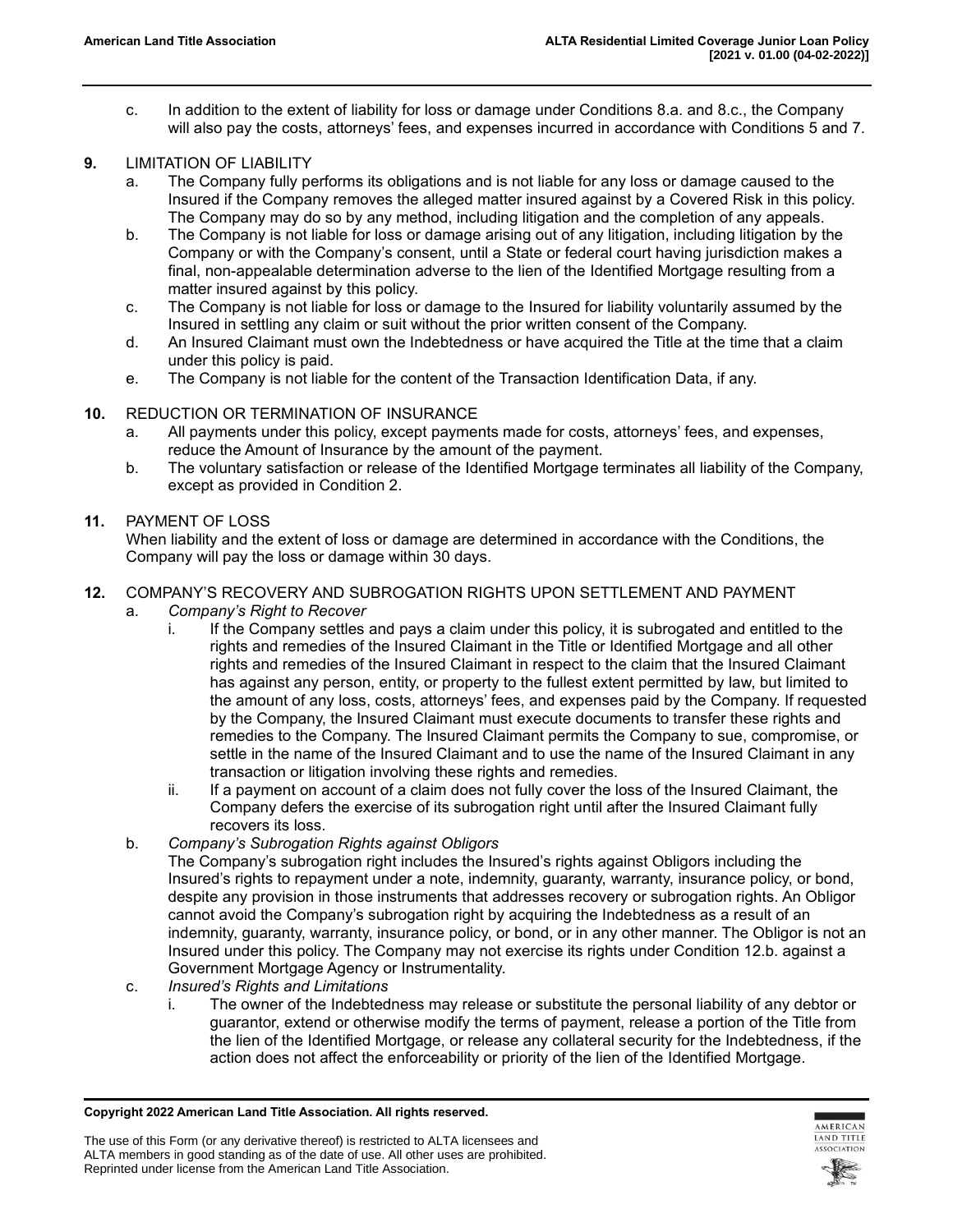c. In addition to the extent of liability for loss or damage under Conditions 8.a. and 8.c., the Company will also pay the costs, attorneys' fees, and expenses incurred in accordance with Conditions 5 and 7.

**9.** LIMITATION OF LIABILITY

a. The Company fully performs its obligations and is not liable for any loss or damage caused to the Insured if the Company removes the alleged matter insured against by a Covered Risk in this policy. The Company may do so by any method, including litigation and the completion of any appeals.

b. The Company is not liable for loss or damage arising out of any litigation, including litigation by the Company or with the Company's consent, until a State or federal court having jurisdiction makes a final, non-appealable determination adverse to the lien of the Identified Mortgage resulting from a matter insured against by this policy.

c. The Company is not liable for loss or damage to the Insured for liability voluntarily assumed by the Insured in settling any claim or suit without the prior written consent of the Company.

d. An Insured Claimant must own the Indebtedness or have acquired the Title at the time that a claim under this policy is paid.

e. The Company is not liable for the content of the Transaction Identification Data, if any.

**10.** REDUCTION OR TERMINATION OF INSURANCE

a. All payments under this policy, except payments made for costs, attorneys' fees, and expenses, reduce the Amount of Insurance by the amount of the payment.

b. The voluntary satisfaction or release of the Identified Mortgage terminates all liability of the Company, except as provided in Condition 2.

**11.** PAYMENT OF LOSS

When liability and the extent of loss or damage are determined in accordance with the Conditions, the Company will pay the loss or damage within 30 days.

**12.** COMPANY'S RECOVERY AND SUBROGATION RIGHTS UPON SETTLEMENT AND PAYMENT

a. *Company's Right to Recover*

i. If the Company settles and pays a claim under this policy, it is subrogated and entitled to the rights and remedies of the Insured Claimant in the Title or Identified Mortgage and all other rights and remedies of the Insured Claimant in respect to the claim that the Insured Claimant has against any person, entity, or property to the fullest extent permitted by law, but limited to the amount of any loss, costs, attorneys' fees, and expenses paid by the Company. If requested by the Company, the Insured Claimant must execute documents to transfer these rights and remedies to the Company. The Insured Claimant permits the Company to sue, compromise, or settle in the name of the Insured Claimant and to use the name of the Insured Claimant in any transaction or litigation involving these rights and remedies.

ii. If a payment on account of a claim does not fully cover the loss of the Insured Claimant, the Company defers the exercise of its subrogation right until after the Insured Claimant fully recovers its loss.

b. *Company's Subrogation Rights against Obligors*

The Company's subrogation right includes the Insured's rights against Obligors including the Insured's rights to repayment under a note, indemnity, guaranty, warranty, insurance policy, or bond, despite any provision in those instruments that addresses recovery or subrogation rights. An Obligor cannot avoid the Company's subrogation right by acquiring the Indebtedness as a result of an indemnity, guaranty, warranty, insurance policy, or bond, or in any other manner. The Obligor is not an Insured under this policy. The Company may not exercise its rights under Condition 12.b. against a Government Mortgage Agency or Instrumentality.

c. *Insured's Rights and Limitations*

i. The owner of the Indebtedness may release or substitute the personal liability of any debtor or guarantor, extend or otherwise modify the terms of payment, release a portion of the Title from the lien of the Identified Mortgage, or release any collateral security for the Indebtedness, if the action does not affect the enforceability or priority of the lien of the Identified Mortgage.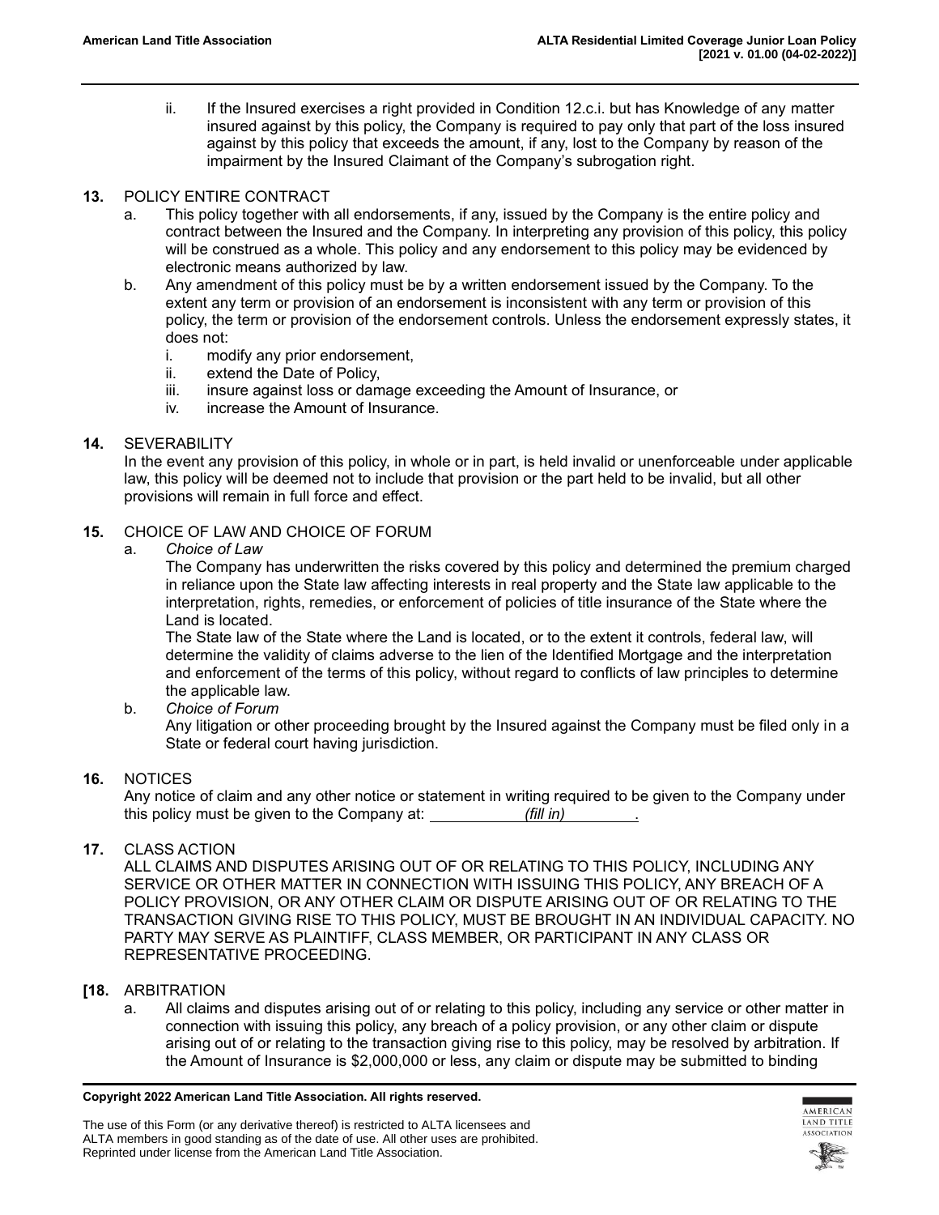ii. If the Insured exercises a right provided in Condition 12.c.i. but has Knowledge of any matter insured against by this policy, the Company is required to pay only that part of the loss insured against by this policy that exceeds the amount, if any, lost to the Company by reason of the impairment by the Insured Claimant of the Company's subrogation right.

**13.** POLICY ENTIRE CONTRACT

a. This policy together with all endorsements, if any, issued by the Company is the entire policy and contract between the Insured and the Company. In interpreting any provision of this policy, this policy will be construed as a whole. This policy and any endorsement to this policy may be evidenced by electronic means authorized by law.

b. Any amendment of this policy must be by a written endorsement issued by the Company. To the extent any term or provision of an endorsement is inconsistent with any term or provision of this policy, the term or provision of the endorsement controls. Unless the endorsement expressly states, it does not:
   i. modify any prior endorsement,
   ii. extend the Date of Policy,
   iii. insure against loss or damage exceeding the Amount of Insurance, or
   iv. increase the Amount of Insurance.

**14.** SEVERABILITY

In the event any provision of this policy, in whole or in part, is held invalid or unenforceable under applicable law, this policy will be deemed not to include that provision or the part held to be invalid, but all other provisions will remain in full force and effect.

**15.** CHOICE OF LAW AND CHOICE OF FORUM

a. *Choice of Law*

The Company has underwritten the risks covered by this policy and determined the premium charged in reliance upon the State law affecting interests in real property and the State law applicable to the interpretation, rights, remedies, or enforcement of policies of title insurance of the State where the Land is located.

The State law of the State where the Land is located, or to the extent it controls, federal law, will determine the validity of claims adverse to the lien of the Identified Mortgage and the interpretation and enforcement of the terms of this policy, without regard to conflicts of law principles to determine the applicable law.

b. *Choice of Forum*

Any litigation or other proceeding brought by the Insured against the Company must be filed only in a State or federal court having jurisdiction.

**16.** NOTICES

Any notice of claim and any other notice or statement in writing required to be given to the Company under this policy must be given to the Company at: ___________*(fill in)*___________.

**17.** CLASS ACTION

ALL CLAIMS AND DISPUTES ARISING OUT OF OR RELATING TO THIS POLICY, INCLUDING ANY SERVICE OR OTHER MATTER IN CONNECTION WITH ISSUING THIS POLICY, ANY BREACH OF A POLICY PROVISION, OR ANY OTHER CLAIM OR DISPUTE ARISING OUT OF OR RELATING TO THE TRANSACTION GIVING RISE TO THIS POLICY, MUST BE BROUGHT IN AN INDIVIDUAL CAPACITY. NO PARTY MAY SERVE AS PLAINTIFF, CLASS MEMBER, OR PARTICIPANT IN ANY CLASS OR REPRESENTATIVE PROCEEDING.

**[18.** ARBITRATION

a. All claims and disputes arising out of or relating to this policy, including any service or other matter in connection with issuing this policy, any breach of a policy provision, or any other claim or dispute arising out of or relating to the transaction giving rise to this policy, may be resolved by arbitration. If the Amount of Insurance is $2,000,000 or less, any claim or dispute may be submitted to binding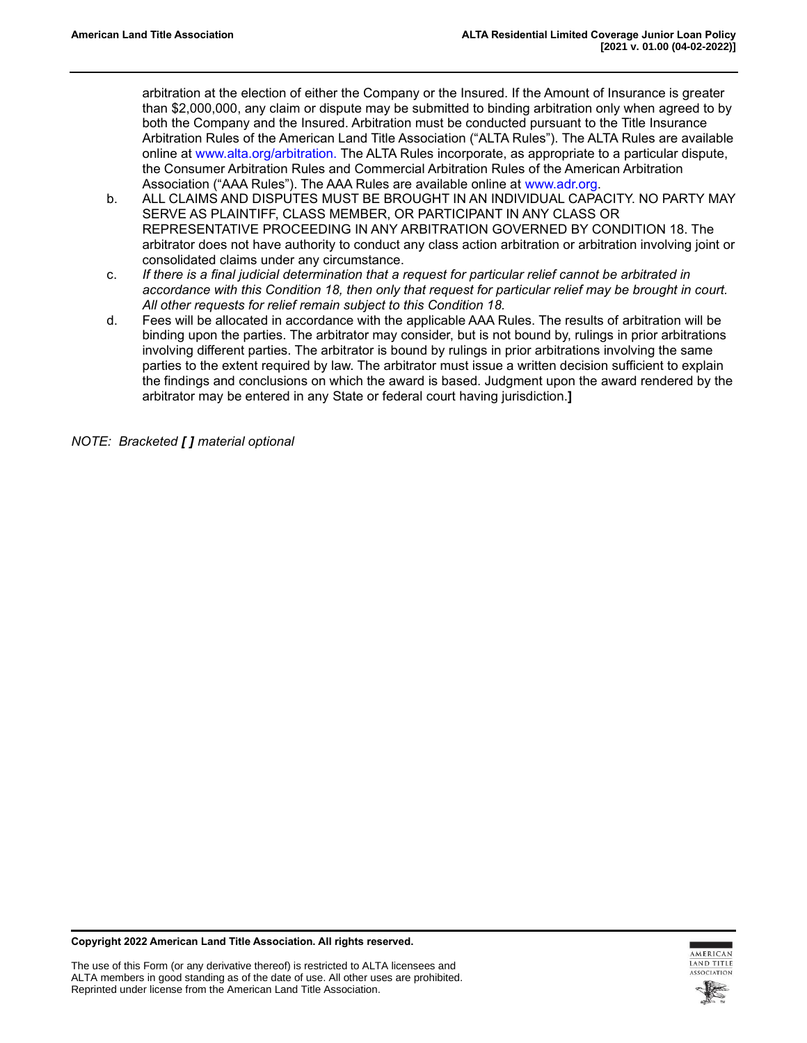arbitration at the election of either the Company or the Insured. If the Amount of Insurance is greater than $2,000,000, any claim or dispute may be submitted to binding arbitration only when agreed to by both the Company and the Insured. Arbitration must be conducted pursuant to the Title Insurance Arbitration Rules of the American Land Title Association ("ALTA Rules"). The ALTA Rules are available online at www.alta.org/arbitration. The ALTA Rules incorporate, as appropriate to a particular dispute, the Consumer Arbitration Rules and Commercial Arbitration Rules of the American Arbitration Association ("AAA Rules"). The AAA Rules are available online at www.adr.org.

b. ALL CLAIMS AND DISPUTES MUST BE BROUGHT IN AN INDIVIDUAL CAPACITY. NO PARTY MAY SERVE AS PLAINTIFF, CLASS MEMBER, OR PARTICIPANT IN ANY CLASS OR REPRESENTATIVE PROCEEDING IN ANY ARBITRATION GOVERNED BY CONDITION 18. The arbitrator does not have authority to conduct any class action arbitration or arbitration involving joint or consolidated claims under any circumstance.

c. *If there is a final judicial determination that a request for particular relief cannot be arbitrated in accordance with this Condition 18, then only that request for particular relief may be brought in court. All other requests for relief remain subject to this Condition 18.*

d. Fees will be allocated in accordance with the applicable AAA Rules. The results of arbitration will be binding upon the parties. The arbitrator may consider, but is not bound by, rulings in prior arbitrations involving different parties. The arbitrator is bound by rulings in prior arbitrations involving the same parties to the extent required by law. The arbitrator must issue a written decision sufficient to explain the findings and conclusions on which the award is based. Judgment upon the award rendered by the arbitrator may be entered in any State or federal court having jurisdiction.**]**

*NOTE: Bracketed **[ ]** material optional*

**Copyright 2022 American Land Title Association. All rights reserved.**

The use of this Form (or any derivative thereof) is restricted to ALTA licensees and ALTA members in good standing as of the date of use. All other uses are prohibited. Reprinted under license from the American Land Title Association.